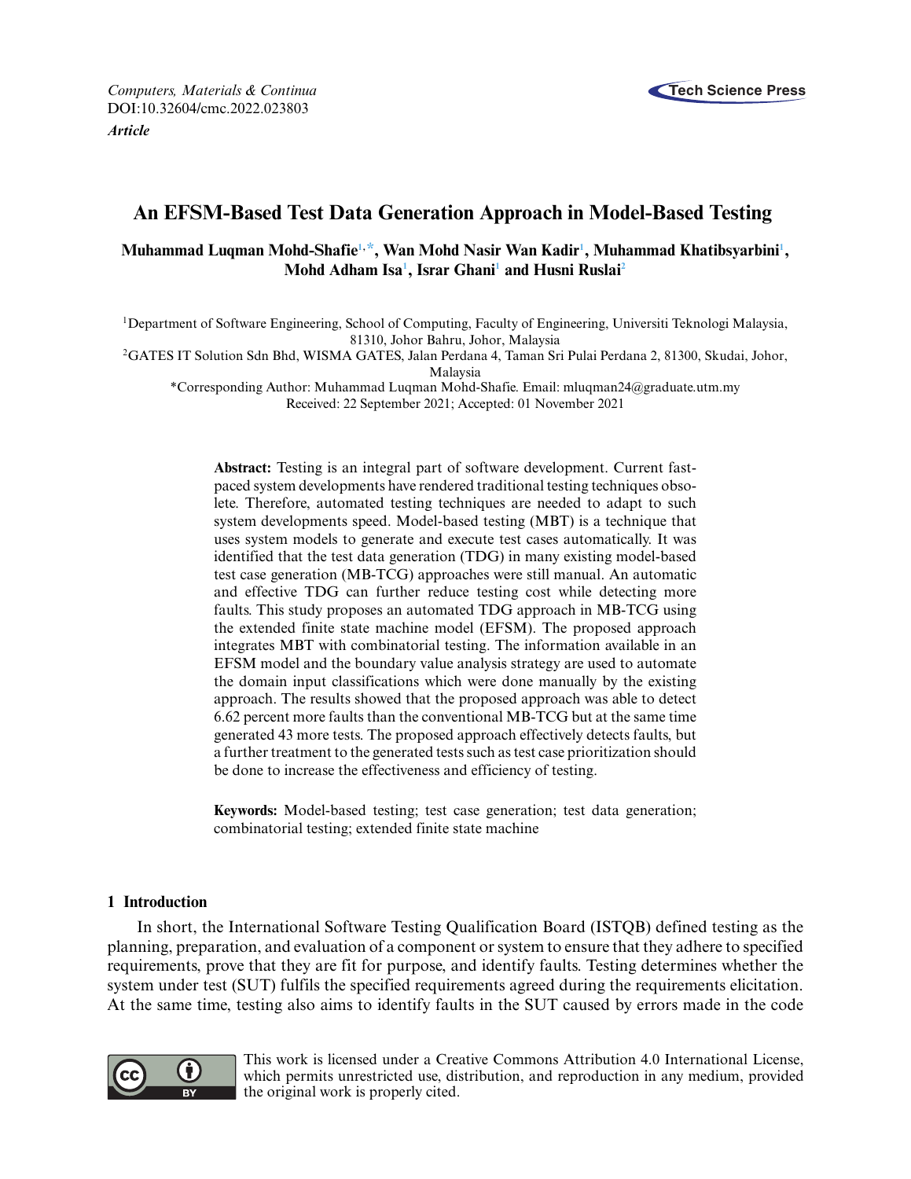Computers, Materials & Continua
DOI:10.32604/cmc.2022.023803

*Article*

# An EFSM-Based Test Data Generation Approach in Model-Based Testing

**Muhammad Luqman Mohd-Shafie[1,*], Wan Mohd Nasir Wan Kadir[1], Muhammad Khatibsyarbini[1], Mohd Adham Isa[1], Israr Ghani[1] and Husni Ruslai[2]**

[1]Department of Software Engineering, School of Computing, Faculty of Engineering, Universiti Teknologi Malaysia, 81310, Johor Bahru, Johor, Malaysia

[2]GATES IT Solution Sdn Bhd, WISMA GATES, Jalan Perdana 4, Taman Sri Pulai Perdana 2, 81300, Skudai, Johor, Malaysia

*Corresponding Author: Muhammad Luqman Mohd-Shafie. Email: mluqman24@graduate.utm.my

Received: 22 September 2021; Accepted: 01 November 2021

**Abstract:** Testing is an integral part of software development. Current fast-paced system developments have rendered traditional testing techniques obsolete. Therefore, automated testing techniques are needed to adapt to such system developments speed. Model-based testing (MBT) is a technique that uses system models to generate and execute test cases automatically. It was identified that the test data generation (TDG) in many existing model-based test case generation (MB-TCG) approaches were still manual. An automatic and effective TDG can further reduce testing cost while detecting more faults. This study proposes an automated TDG approach in MB-TCG using the extended finite state machine model (EFSM). The proposed approach integrates MBT with combinatorial testing. The information available in an EFSM model and the boundary value analysis strategy are used to automate the domain input classifications which were done manually by the existing approach. The results showed that the proposed approach was able to detect 6.62 percent more faults than the conventional MB-TCG but at the same time generated 43 more tests. The proposed approach effectively detects faults, but a further treatment to the generated tests such as test case prioritization should be done to increase the effectiveness and efficiency of testing.

**Keywords:** Model-based testing; test case generation; test data generation; combinatorial testing; extended finite state machine

## 1 Introduction

In short, the International Software Testing Qualification Board (ISTQB) defined testing as the planning, preparation, and evaluation of a component or system to ensure that they adhere to specified requirements, prove that they are fit for purpose, and identify faults. Testing determines whether the system under test (SUT) fulfils the specified requirements agreed during the requirements elicitation. At the same time, testing also aims to identify faults in the SUT caused by errors made in the code

This work is licensed under a Creative Commons Attribution 4.0 International License, which permits unrestricted use, distribution, and reproduction in any medium, provided the original work is properly cited.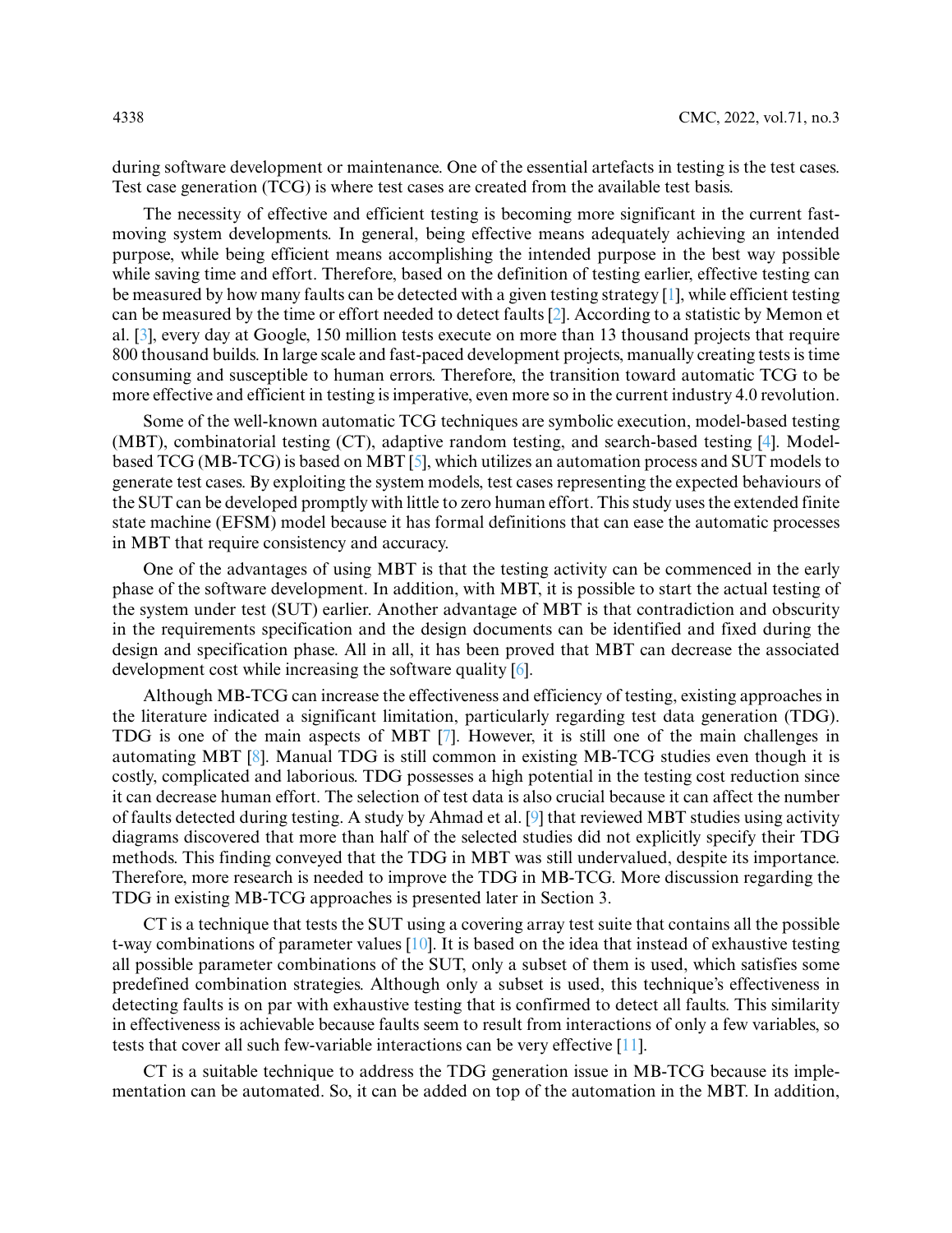during software development or maintenance. One of the essential artefacts in testing is the test cases. Test case generation (TCG) is where test cases are created from the available test basis.

The necessity of effective and efficient testing is becoming more significant in the current fast-moving system developments. In general, being effective means adequately achieving an intended purpose, while being efficient means accomplishing the intended purpose in the best way possible while saving time and effort. Therefore, based on the definition of testing earlier, effective testing can be measured by how many faults can be detected with a given testing strategy [1], while efficient testing can be measured by the time or effort needed to detect faults [2]. According to a statistic by Memon et al. [3], every day at Google, 150 million tests execute on more than 13 thousand projects that require 800 thousand builds. In large scale and fast-paced development projects, manually creating tests is time consuming and susceptible to human errors. Therefore, the transition toward automatic TCG to be more effective and efficient in testing is imperative, even more so in the current industry 4.0 revolution.

Some of the well-known automatic TCG techniques are symbolic execution, model-based testing (MBT), combinatorial testing (CT), adaptive random testing, and search-based testing [4]. Model-based TCG (MB-TCG) is based on MBT [5], which utilizes an automation process and SUT models to generate test cases. By exploiting the system models, test cases representing the expected behaviours of the SUT can be developed promptly with little to zero human effort. This study uses the extended finite state machine (EFSM) model because it has formal definitions that can ease the automatic processes in MBT that require consistency and accuracy.

One of the advantages of using MBT is that the testing activity can be commenced in the early phase of the software development. In addition, with MBT, it is possible to start the actual testing of the system under test (SUT) earlier. Another advantage of MBT is that contradiction and obscurity in the requirements specification and the design documents can be identified and fixed during the design and specification phase. All in all, it has been proved that MBT can decrease the associated development cost while increasing the software quality [6].

Although MB-TCG can increase the effectiveness and efficiency of testing, existing approaches in the literature indicated a significant limitation, particularly regarding test data generation (TDG). TDG is one of the main aspects of MBT [7]. However, it is still one of the main challenges in automating MBT [8]. Manual TDG is still common in existing MB-TCG studies even though it is costly, complicated and laborious. TDG possesses a high potential in the testing cost reduction since it can decrease human effort. The selection of test data is also crucial because it can affect the number of faults detected during testing. A study by Ahmad et al. [9] that reviewed MBT studies using activity diagrams discovered that more than half of the selected studies did not explicitly specify their TDG methods. This finding conveyed that the TDG in MBT was still undervalued, despite its importance. Therefore, more research is needed to improve the TDG in MB-TCG. More discussion regarding the TDG in existing MB-TCG approaches is presented later in Section 3.

CT is a technique that tests the SUT using a covering array test suite that contains all the possible t-way combinations of parameter values [10]. It is based on the idea that instead of exhaustive testing all possible parameter combinations of the SUT, only a subset of them is used, which satisfies some predefined combination strategies. Although only a subset is used, this technique's effectiveness in detecting faults is on par with exhaustive testing that is confirmed to detect all faults. This similarity in effectiveness is achievable because faults seem to result from interactions of only a few variables, so tests that cover all such few-variable interactions can be very effective [11].

CT is a suitable technique to address the TDG generation issue in MB-TCG because its implementation can be automated. So, it can be added on top of the automation in the MBT. In addition,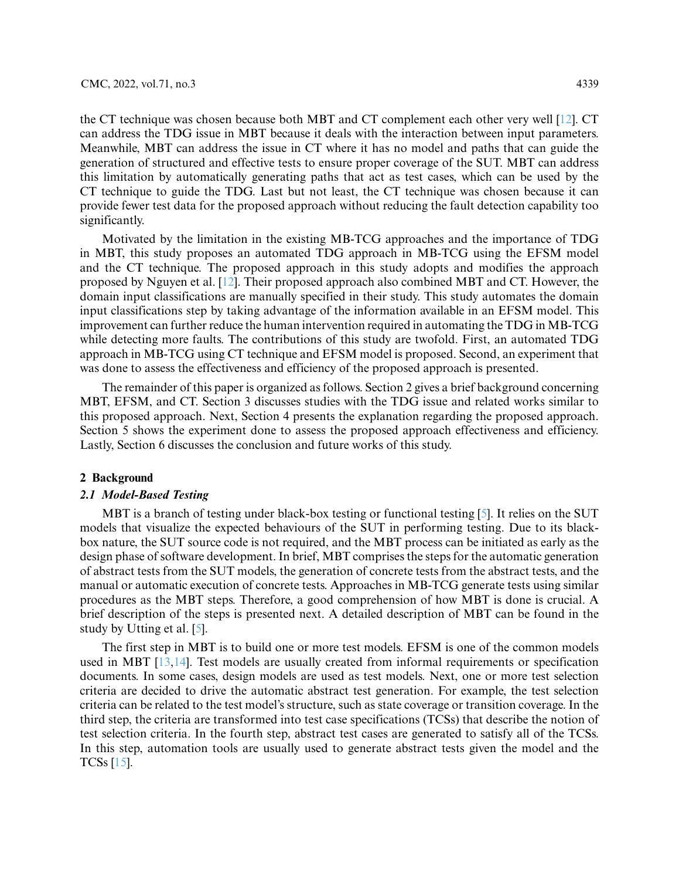the CT technique was chosen because both MBT and CT complement each other very well [12]. CT can address the TDG issue in MBT because it deals with the interaction between input parameters. Meanwhile, MBT can address the issue in CT where it has no model and paths that can guide the generation of structured and effective tests to ensure proper coverage of the SUT. MBT can address this limitation by automatically generating paths that act as test cases, which can be used by the CT technique to guide the TDG. Last but not least, the CT technique was chosen because it can provide fewer test data for the proposed approach without reducing the fault detection capability too significantly.

Motivated by the limitation in the existing MB-TCG approaches and the importance of TDG in MBT, this study proposes an automated TDG approach in MB-TCG using the EFSM model and the CT technique. The proposed approach in this study adopts and modifies the approach proposed by Nguyen et al. [12]. Their proposed approach also combined MBT and CT. However, the domain input classifications are manually specified in their study. This study automates the domain input classifications step by taking advantage of the information available in an EFSM model. This improvement can further reduce the human intervention required in automating the TDG in MB-TCG while detecting more faults. The contributions of this study are twofold. First, an automated TDG approach in MB-TCG using CT technique and EFSM model is proposed. Second, an experiment that was done to assess the effectiveness and efficiency of the proposed approach is presented.

The remainder of this paper is organized as follows. Section 2 gives a brief background concerning MBT, EFSM, and CT. Section 3 discusses studies with the TDG issue and related works similar to this proposed approach. Next, Section 4 presents the explanation regarding the proposed approach. Section 5 shows the experiment done to assess the proposed approach effectiveness and efficiency. Lastly, Section 6 discusses the conclusion and future works of this study.

## 2 Background

### *2.1 Model-Based Testing*

MBT is a branch of testing under black-box testing or functional testing [5]. It relies on the SUT models that visualize the expected behaviours of the SUT in performing testing. Due to its black-box nature, the SUT source code is not required, and the MBT process can be initiated as early as the design phase of software development. In brief, MBT comprises the steps for the automatic generation of abstract tests from the SUT models, the generation of concrete tests from the abstract tests, and the manual or automatic execution of concrete tests. Approaches in MB-TCG generate tests using similar procedures as the MBT steps. Therefore, a good comprehension of how MBT is done is crucial. A brief description of the steps is presented next. A detailed description of MBT can be found in the study by Utting et al. [5].

The first step in MBT is to build one or more test models. EFSM is one of the common models used in MBT [13,14]. Test models are usually created from informal requirements or specification documents. In some cases, design models are used as test models. Next, one or more test selection criteria are decided to drive the automatic abstract test generation. For example, the test selection criteria can be related to the test model's structure, such as state coverage or transition coverage. In the third step, the criteria are transformed into test case specifications (TCSs) that describe the notion of test selection criteria. In the fourth step, abstract test cases are generated to satisfy all of the TCSs. In this step, automation tools are usually used to generate abstract tests given the model and the TCSs [15].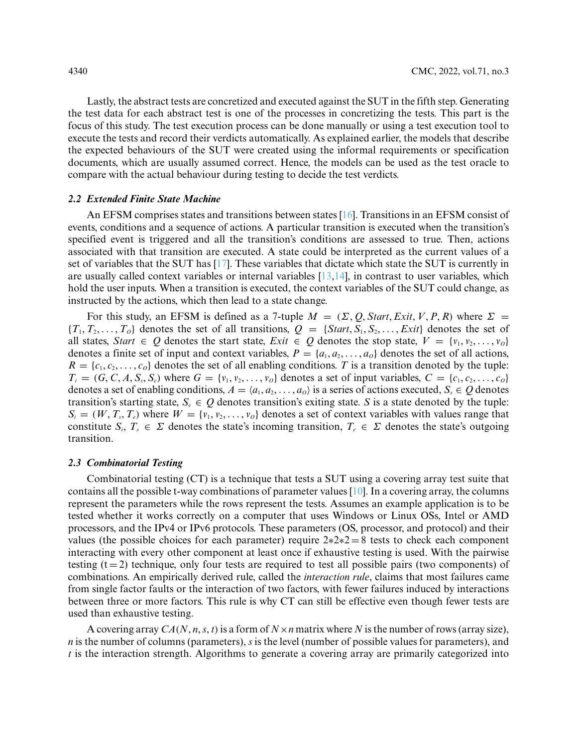Lastly, the abstract tests are concretized and executed against the SUT in the fifth step. Generating the test data for each abstract test is one of the processes in concretizing the tests. This part is the focus of this study. The test execution process can be done manually or using a test execution tool to execute the tests and record their verdicts automatically. As explained earlier, the models that describe the expected behaviours of the SUT were created using the informal requirements or specification documents, which are usually assumed correct. Hence, the models can be used as the test oracle to compare with the actual behaviour during testing to decide the test verdicts.

### 2.2 Extended Finite State Machine

An EFSM comprises states and transitions between states [16]. Transitions in an EFSM consist of events, conditions and a sequence of actions. A particular transition is executed when the transition's specified event is triggered and all the transition's conditions are assessed to true. Then, actions associated with that transition are executed. A state could be interpreted as the current values of a set of variables that the SUT has [17]. These variables that dictate which state the SUT is currently in are usually called context variables or internal variables [13,14], in contrast to user variables, which hold the user inputs. When a transition is executed, the context variables of the SUT could change, as instructed by the actions, which then lead to a state change.

For this study, an EFSM is defined as a 7-tuple $M = (\Sigma, Q, Start, Exit, V, P, R)$ where $\Sigma = \{T_1, T_2, \ldots, T_O\}$ denotes the set of all transitions, $Q = \{Start, S_1, S_2, \ldots, Exit\}$ denotes the set of all states, $Start \in Q$ denotes the start state, $Exit \in Q$ denotes the stop state, $V = \{v_1, v_2, \ldots, v_O\}$ denotes a finite set of input and context variables, $P = \{a_1, a_2, \ldots, a_O\}$ denotes the set of all actions, $R = \{c_1, c_2, \ldots, c_O\}$ denotes the set of all enabling conditions. $T$ is a transition denoted by the tuple: $T_i = (G, C, A, S_s, S_e)$ where $G = \{v_1, v_2, \ldots, v_O\}$ denotes a set of input variables, $C = \{c_1, c_2, \ldots, c_O\}$ denotes a set of enabling conditions, $A = \langle a_1, a_2, \ldots, a_O \rangle$ is a series of actions executed, $S_s \in Q$ denotes transition's starting state, $S_e \in Q$ denotes transition's exiting state. $S$ is a state denoted by the tuple: $S_i = (W, T_s, T_e)$ where $W = \{v_1, v_2, \ldots, v_O\}$ denotes a set of context variables with values range that constitute $S_i$, $T_s \in \Sigma$ denotes the state's incoming transition, $T_e \in \Sigma$ denotes the state's outgoing transition.

### 2.3 Combinatorial Testing

Combinatorial testing (CT) is a technique that tests a SUT using a covering array test suite that contains all the possible t-way combinations of parameter values [10]. In a covering array, the columns represent the parameters while the rows represent the tests. Assumes an example application is to be tested whether it works correctly on a computer that uses Windows or Linux OSs, Intel or AMD processors, and the IPv4 or IPv6 protocols. These parameters (OS, processor, and protocol) and their values (the possible choices for each parameter) require $2*2*2 = 8$ tests to check each component interacting with every other component at least once if exhaustive testing is used. With the pairwise testing ($t = 2$) technique, only four tests are required to test all possible pairs (two components) of combinations. An empirically derived rule, called the *interaction rule*, claims that most failures came from single factor faults or the interaction of two factors, with fewer failures induced by interactions between three or more factors. This rule is why CT can still be effective even though fewer tests are used than exhaustive testing.

A covering array $CA(N, n, s, t)$ is a form of $N \times n$ matrix where $N$ is the number of rows (array size), $n$ is the number of columns (parameters), $s$ is the level (number of possible values for parameters), and $t$ is the interaction strength. Algorithms to generate a covering array are primarily categorized into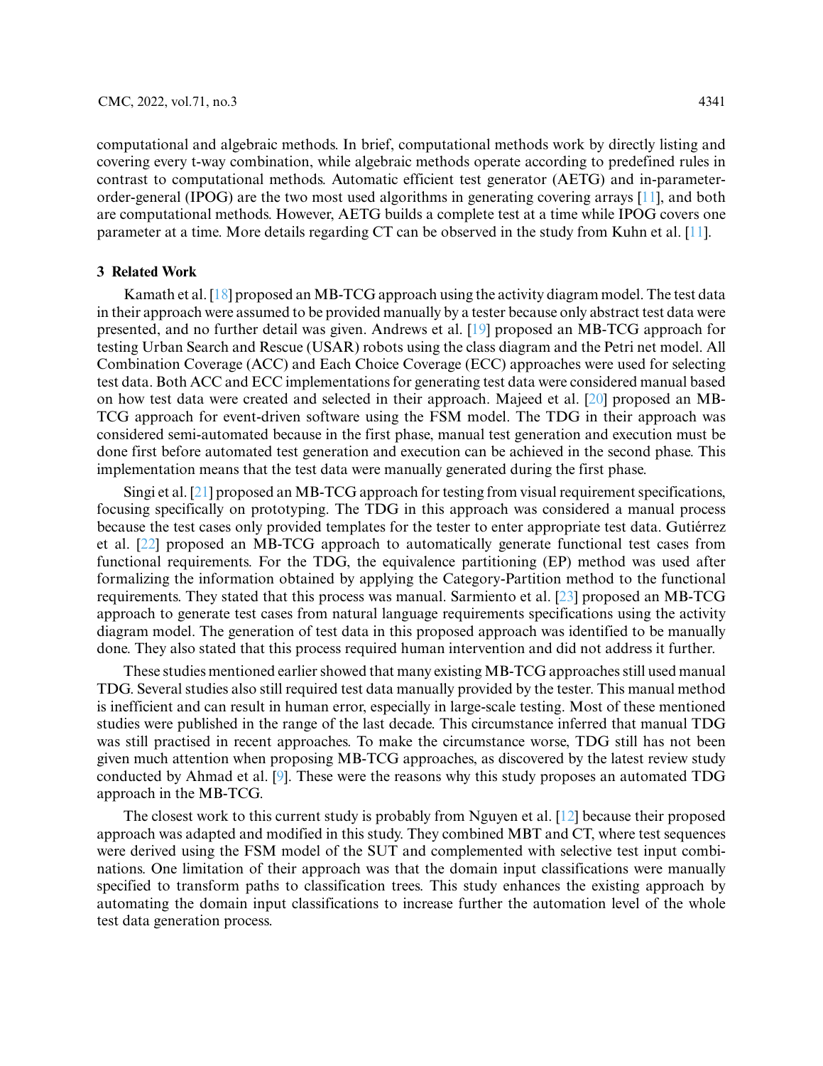computational and algebraic methods. In brief, computational methods work by directly listing and covering every t-way combination, while algebraic methods operate according to predefined rules in contrast to computational methods. Automatic efficient test generator (AETG) and in-parameter-order-general (IPOG) are the two most used algorithms in generating covering arrays [11], and both are computational methods. However, AETG builds a complete test at a time while IPOG covers one parameter at a time. More details regarding CT can be observed in the study from Kuhn et al. [11].

## 3 Related Work

Kamath et al. [18] proposed an MB-TCG approach using the activity diagram model. The test data in their approach were assumed to be provided manually by a tester because only abstract test data were presented, and no further detail was given. Andrews et al. [19] proposed an MB-TCG approach for testing Urban Search and Rescue (USAR) robots using the class diagram and the Petri net model. All Combination Coverage (ACC) and Each Choice Coverage (ECC) approaches were used for selecting test data. Both ACC and ECC implementations for generating test data were considered manual based on how test data were created and selected in their approach. Majeed et al. [20] proposed an MB-TCG approach for event-driven software using the FSM model. The TDG in their approach was considered semi-automated because in the first phase, manual test generation and execution must be done first before automated test generation and execution can be achieved in the second phase. This implementation means that the test data were manually generated during the first phase.

Singi et al. [21] proposed an MB-TCG approach for testing from visual requirement specifications, focusing specifically on prototyping. The TDG in this approach was considered a manual process because the test cases only provided templates for the tester to enter appropriate test data. Gutiérrez et al. [22] proposed an MB-TCG approach to automatically generate functional test cases from functional requirements. For the TDG, the equivalence partitioning (EP) method was used after formalizing the information obtained by applying the Category-Partition method to the functional requirements. They stated that this process was manual. Sarmiento et al. [23] proposed an MB-TCG approach to generate test cases from natural language requirements specifications using the activity diagram model. The generation of test data in this proposed approach was identified to be manually done. They also stated that this process required human intervention and did not address it further.

These studies mentioned earlier showed that many existing MB-TCG approaches still used manual TDG. Several studies also still required test data manually provided by the tester. This manual method is inefficient and can result in human error, especially in large-scale testing. Most of these mentioned studies were published in the range of the last decade. This circumstance inferred that manual TDG was still practised in recent approaches. To make the circumstance worse, TDG still has not been given much attention when proposing MB-TCG approaches, as discovered by the latest review study conducted by Ahmad et al. [9]. These were the reasons why this study proposes an automated TDG approach in the MB-TCG.

The closest work to this current study is probably from Nguyen et al. [12] because their proposed approach was adapted and modified in this study. They combined MBT and CT, where test sequences were derived using the FSM model of the SUT and complemented with selective test input combinations. One limitation of their approach was that the domain input classifications were manually specified to transform paths to classification trees. This study enhances the existing approach by automating the domain input classifications to increase further the automation level of the whole test data generation process.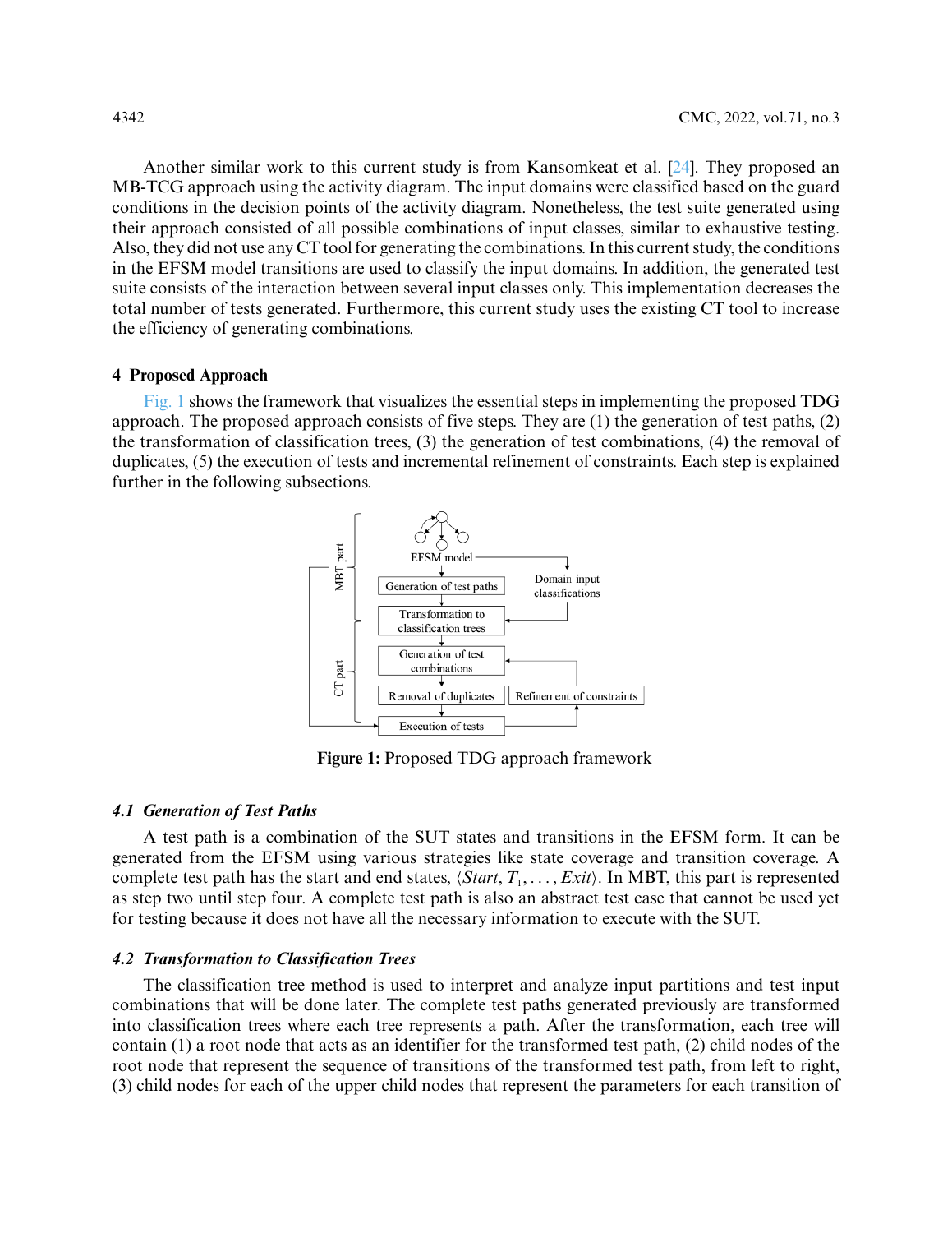Another similar work to this current study is from Kansomkeat et al. [24]. They proposed an MB-TCG approach using the activity diagram. The input domains were classified based on the guard conditions in the decision points of the activity diagram. Nonetheless, the test suite generated using their approach consisted of all possible combinations of input classes, similar to exhaustive testing. Also, they did not use any CT tool for generating the combinations. In this current study, the conditions in the EFSM model transitions are used to classify the input domains. In addition, the generated test suite consists of the interaction between several input classes only. This implementation decreases the total number of tests generated. Furthermore, this current study uses the existing CT tool to increase the efficiency of generating combinations.

## 4 Proposed Approach

Fig. 1 shows the framework that visualizes the essential steps in implementing the proposed TDG approach. The proposed approach consists of five steps. They are (1) the generation of test paths, (2) the transformation of classification trees, (3) the generation of test combinations, (4) the removal of duplicates, (5) the execution of tests and incremental refinement of constraints. Each step is explained further in the following subsections.

**Figure 1:** Proposed TDG approach framework

### *4.1 Generation of Test Paths*

A test path is a combination of the SUT states and transitions in the EFSM form. It can be generated from the EFSM using various strategies like state coverage and transition coverage. A complete test path has the start and end states, $\langle Start, T_1, \ldots, Exit \rangle$. In MBT, this part is represented as step two until step four. A complete test path is also an abstract test case that cannot be used yet for testing because it does not have all the necessary information to execute with the SUT.

### *4.2 Transformation to Classification Trees*

The classification tree method is used to interpret and analyze input partitions and test input combinations that will be done later. The complete test paths generated previously are transformed into classification trees where each tree represents a path. After the transformation, each tree will contain (1) a root node that acts as an identifier for the transformed test path, (2) child nodes of the root node that represent the sequence of transitions of the transformed test path, from left to right, (3) child nodes for each of the upper child nodes that represent the parameters for each transition of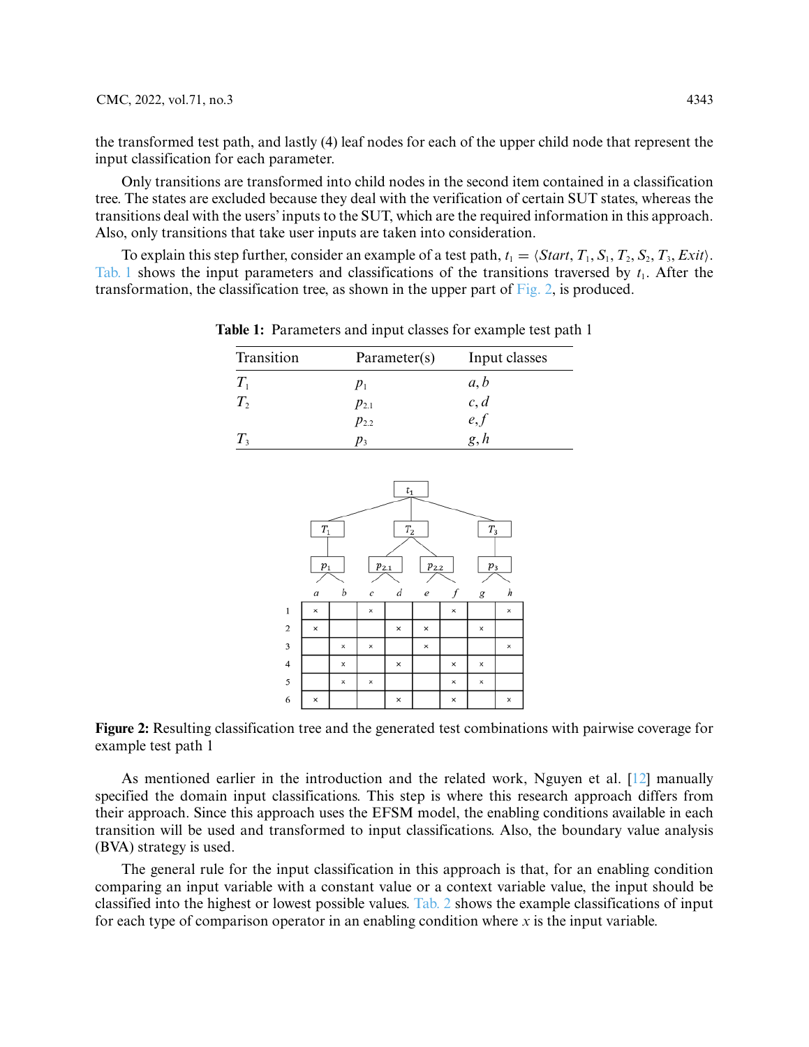the transformed test path, and lastly (4) leaf nodes for each of the upper child node that represent the input classification for each parameter.

Only transitions are transformed into child nodes in the second item contained in a classification tree. The states are excluded because they deal with the verification of certain SUT states, whereas the transitions deal with the users' inputs to the SUT, which are the required information in this approach. Also, only transitions that take user inputs are taken into consideration.

To explain this step further, consider an example of a test path, $t_1 = \langle Start, T_1, S_1, T_2, S_2, T_3, Exit \rangle$. Tab. 1 shows the input parameters and classifications of the transitions traversed by $t_1$. After the transformation, the classification tree, as shown in the upper part of Fig. 2, is produced.

**Table 1:** Parameters and input classes for example test path 1

| Transition | Parameter(s) | Input classes |
|---|---|---|
| $T_1$ | $p_1$ | $a, b$ |
| $T_2$ | $p_{2.1}$ | $c, d$ |
| | $p_{2.2}$ | $e, f$ |
| $T_3$ | $p_3$ | $g, h$ |

| | a | b | c | d | e | f | g | h |
|---|---|---|---|---|---|---|---|---|
| 1 | × | | × | | | × | | × |
| 2 | × | | | × | × | | × | |
| 3 | | × | × | | × | | | × |
| 4 | | × | | × | | × | × | |
| 5 | | × | × | | | × | × | |
| 6 | × | | | × | | × | | × |

**Figure 2:** Resulting classification tree and the generated test combinations with pairwise coverage for example test path 1

As mentioned earlier in the introduction and the related work, Nguyen et al. [12] manually specified the domain input classifications. This step is where this research approach differs from their approach. Since this approach uses the EFSM model, the enabling conditions available in each transition will be used and transformed to input classifications. Also, the boundary value analysis (BVA) strategy is used.

The general rule for the input classification in this approach is that, for an enabling condition comparing an input variable with a constant value or a context variable value, the input should be classified into the highest or lowest possible values. Tab. 2 shows the example classifications of input for each type of comparison operator in an enabling condition where $x$ is the input variable.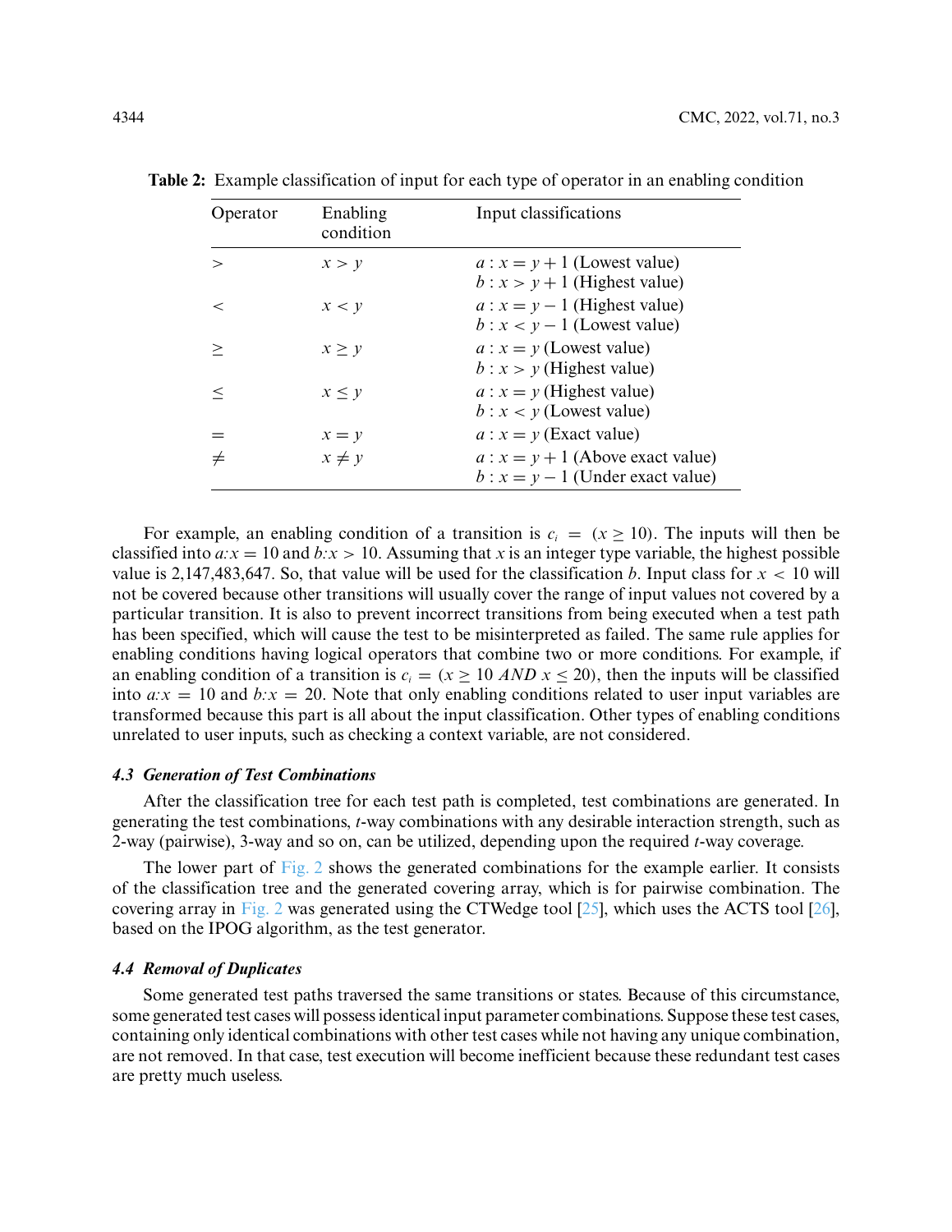**Table 2:** Example classification of input for each type of operator in an enabling condition

| Operator | Enabling condition | Input classifications |
|---|---|---|
| $>$ | $x > y$ | $a : x = y + 1$ (Lowest value)<br>$b : x > y + 1$ (Highest value) |
| $<$ | $x < y$ | $a : x = y - 1$ (Highest value)<br>$b : x < y - 1$ (Lowest value) |
| $\geq$ | $x \geq y$ | $a : x = y$ (Lowest value)<br>$b : x > y$ (Highest value) |
| $\leq$ | $x \leq y$ | $a : x = y$ (Highest value)<br>$b : x < y$ (Lowest value) |
| $=$ | $x = y$ | $a : x = y$ (Exact value) |
| $\neq$ | $x \neq y$ | $a : x = y + 1$ (Above exact value)<br>$b : x = y - 1$ (Under exact value) |

For example, an enabling condition of a transition is $c_i = (x \geq 10)$. The inputs will then be classified into $a{:}x = 10$ and $b{:}x > 10$. Assuming that $x$ is an integer type variable, the highest possible value is 2,147,483,647. So, that value will be used for the classification $b$. Input class for $x < 10$ will not be covered because other transitions will usually cover the range of input values not covered by a particular transition. It is also to prevent incorrect transitions from being executed when a test path has been specified, which will cause the test to be misinterpreted as failed. The same rule applies for enabling conditions having logical operators that combine two or more conditions. For example, if an enabling condition of a transition is $c_i = (x \geq 10\ AND\ x \leq 20)$, then the inputs will be classified into $a{:}x = 10$ and $b{:}x = 20$. Note that only enabling conditions related to user input variables are transformed because this part is all about the input classification. Other types of enabling conditions unrelated to user inputs, such as checking a context variable, are not considered.

### *4.3 Generation of Test Combinations*

After the classification tree for each test path is completed, test combinations are generated. In generating the test combinations, $t$-way combinations with any desirable interaction strength, such as 2-way (pairwise), 3-way and so on, can be utilized, depending upon the required $t$-way coverage.

The lower part of Fig. 2 shows the generated combinations for the example earlier. It consists of the classification tree and the generated covering array, which is for pairwise combination. The covering array in Fig. 2 was generated using the CTWedge tool [25], which uses the ACTS tool [26], based on the IPOG algorithm, as the test generator.

### *4.4 Removal of Duplicates*

Some generated test paths traversed the same transitions or states. Because of this circumstance, some generated test cases will possess identical input parameter combinations. Suppose these test cases, containing only identical combinations with other test cases while not having any unique combination, are not removed. In that case, test execution will become inefficient because these redundant test cases are pretty much useless.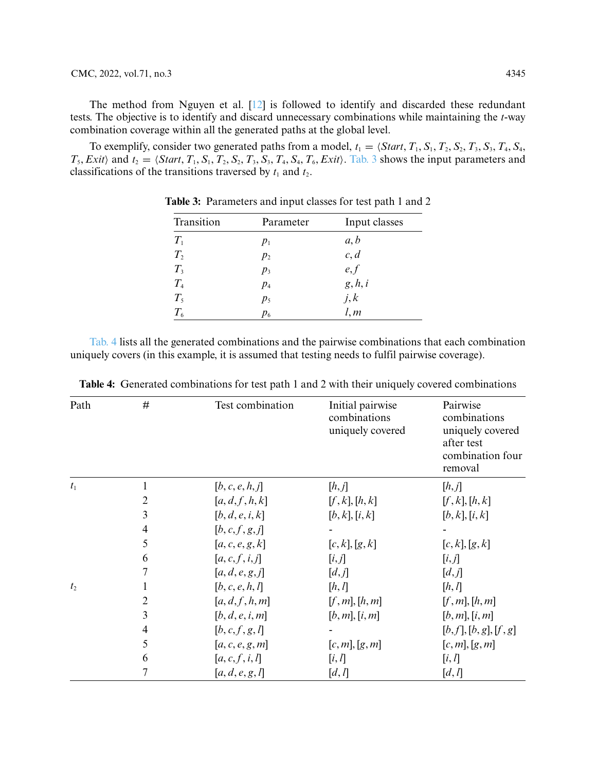The method from Nguyen et al. [12] is followed to identify and discarded these redundant tests. The objective is to identify and discard unnecessary combinations while maintaining the $t$-way combination coverage within all the generated paths at the global level.

To exemplify, consider two generated paths from a model, $t_1 = \langle Start, T_1, S_1, T_2, S_2, T_3, S_3, T_4, S_4, T_5, Exit\rangle$ and $t_2 = \langle Start, T_1, S_1, T_2, S_2, T_3, S_3, T_4, S_4, T_6, Exit\rangle$. Tab. 3 shows the input parameters and classifications of the transitions traversed by $t_1$ and $t_2$.

**Table 3:** Parameters and input classes for test path 1 and 2

| Transition | Parameter | Input classes |
|---|---|---|
| $T_1$ | $p_1$ | $a, b$ |
| $T_2$ | $p_2$ | $c, d$ |
| $T_3$ | $p_3$ | $e, f$ |
| $T_4$ | $p_4$ | $g, h, i$ |
| $T_5$ | $p_5$ | $j, k$ |
| $T_6$ | $p_6$ | $l, m$ |

Tab. 4 lists all the generated combinations and the pairwise combinations that each combination uniquely covers (in this example, it is assumed that testing needs to fulfil pairwise coverage).

**Table 4:** Generated combinations for test path 1 and 2 with their uniquely covered combinations

| Path | # | Test combination | Initial pairwise combinations uniquely covered | Pairwise combinations uniquely covered after test combination four removal |
|---|---|---|---|---|
| $t_1$ | 1 | $[b, c, e, h, j]$ | $[h, j]$ | $[h, j]$ |
| | 2 | $[a, d, f, h, k]$ | $[f, k], [h, k]$ | $[f, k], [h, k]$ |
| | 3 | $[b, d, e, i, k]$ | $[b, k], [i, k]$ | $[b, k], [i, k]$ |
| | 4 | $[b, c, f, g, j]$ | - | - |
| | 5 | $[a, c, e, g, k]$ | $[c, k], [g, k]$ | $[c, k], [g, k]$ |
| | 6 | $[a, c, f, i, j]$ | $[i, j]$ | $[i, j]$ |
| | 7 | $[a, d, e, g, j]$ | $[d, j]$ | $[d, j]$ |
| $t_2$ | 1 | $[b, c, e, h, l]$ | $[h, l]$ | $[h, l]$ |
| | 2 | $[a, d, f, h, m]$ | $[f, m], [h, m]$ | $[f, m], [h, m]$ |
| | 3 | $[b, d, e, i, m]$ | $[b, m], [i, m]$ | $[b, m], [i, m]$ |
| | 4 | $[b, c, f, g, l]$ | - | $[b, f], [b, g], [f, g]$ |
| | 5 | $[a, c, e, g, m]$ | $[c, m], [g, m]$ | $[c, m], [g, m]$ |
| | 6 | $[a, c, f, i, l]$ | $[i, l]$ | $[i, l]$ |
| | 7 | $[a, d, e, g, l]$ | $[d, l]$ | $[d, l]$ |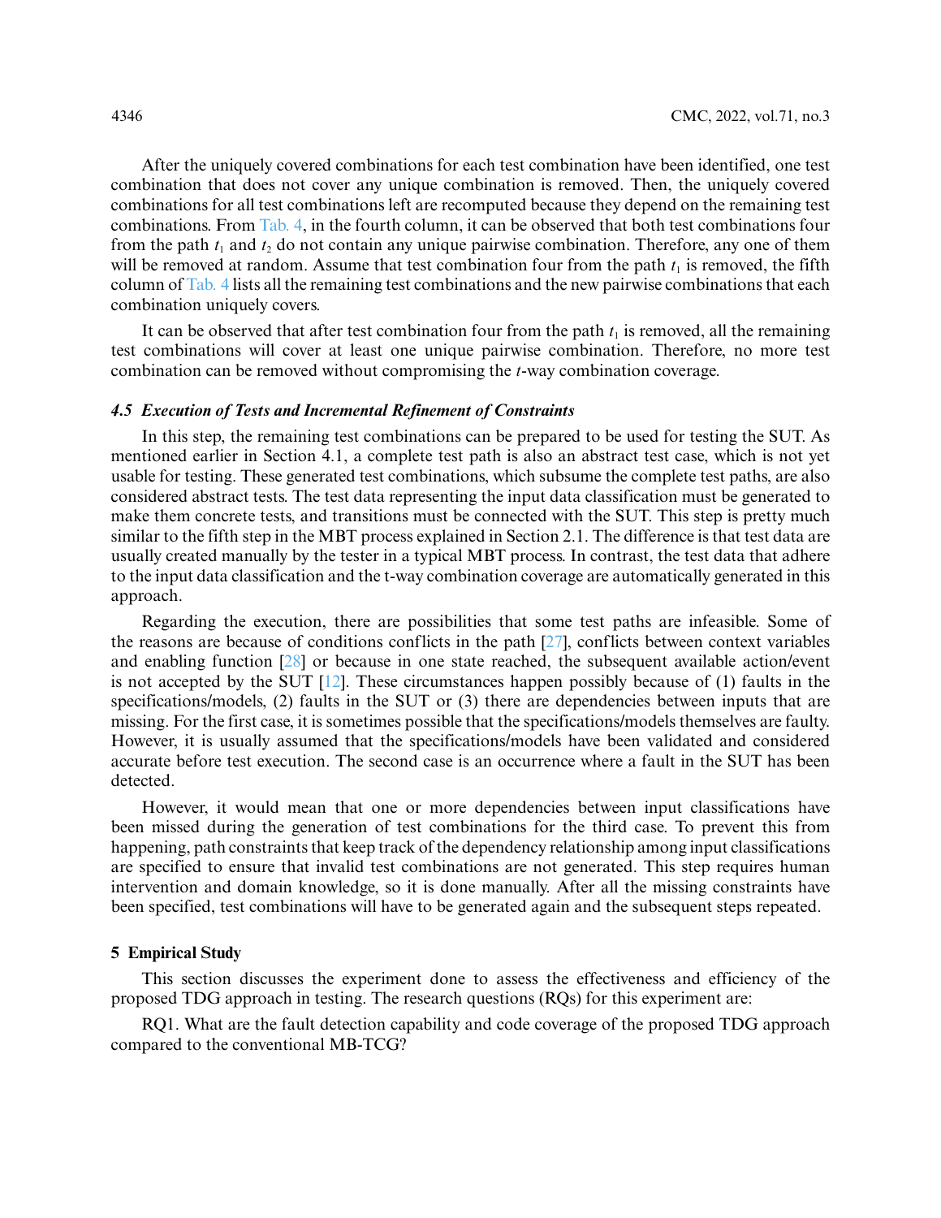After the uniquely covered combinations for each test combination have been identified, one test combination that does not cover any unique combination is removed. Then, the uniquely covered combinations for all test combinations left are recomputed because they depend on the remaining test combinations. From Tab. 4, in the fourth column, it can be observed that both test combinations four from the path $t_1$ and $t_2$ do not contain any unique pairwise combination. Therefore, any one of them will be removed at random. Assume that test combination four from the path $t_1$ is removed, the fifth column of Tab. 4 lists all the remaining test combinations and the new pairwise combinations that each combination uniquely covers.

It can be observed that after test combination four from the path $t_1$ is removed, all the remaining test combinations will cover at least one unique pairwise combination. Therefore, no more test combination can be removed without compromising the $t$-way combination coverage.

### *4.5 Execution of Tests and Incremental Refinement of Constraints*

In this step, the remaining test combinations can be prepared to be used for testing the SUT. As mentioned earlier in Section 4.1, a complete test path is also an abstract test case, which is not yet usable for testing. These generated test combinations, which subsume the complete test paths, are also considered abstract tests. The test data representing the input data classification must be generated to make them concrete tests, and transitions must be connected with the SUT. This step is pretty much similar to the fifth step in the MBT process explained in Section 2.1. The difference is that test data are usually created manually by the tester in a typical MBT process. In contrast, the test data that adhere to the input data classification and the t-way combination coverage are automatically generated in this approach.

Regarding the execution, there are possibilities that some test paths are infeasible. Some of the reasons are because of conditions conflicts in the path [27], conflicts between context variables and enabling function [28] or because in one state reached, the subsequent available action/event is not accepted by the SUT [12]. These circumstances happen possibly because of (1) faults in the specifications/models, (2) faults in the SUT or (3) there are dependencies between inputs that are missing. For the first case, it is sometimes possible that the specifications/models themselves are faulty. However, it is usually assumed that the specifications/models have been validated and considered accurate before test execution. The second case is an occurrence where a fault in the SUT has been detected.

However, it would mean that one or more dependencies between input classifications have been missed during the generation of test combinations for the third case. To prevent this from happening, path constraints that keep track of the dependency relationship among input classifications are specified to ensure that invalid test combinations are not generated. This step requires human intervention and domain knowledge, so it is done manually. After all the missing constraints have been specified, test combinations will have to be generated again and the subsequent steps repeated.

## 5 Empirical Study

This section discusses the experiment done to assess the effectiveness and efficiency of the proposed TDG approach in testing. The research questions (RQs) for this experiment are:

RQ1. What are the fault detection capability and code coverage of the proposed TDG approach compared to the conventional MB-TCG?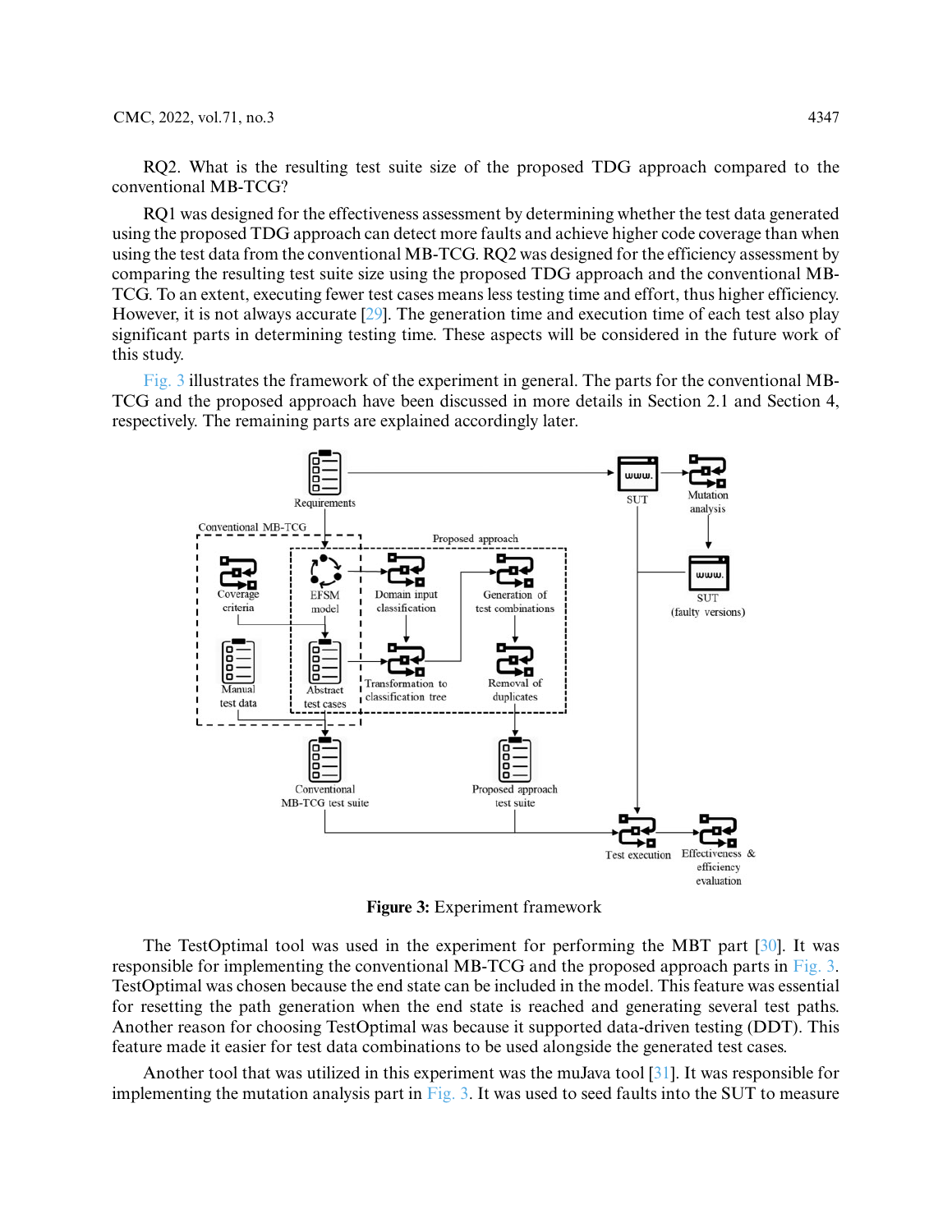RQ2. What is the resulting test suite size of the proposed TDG approach compared to the conventional MB-TCG?

RQ1 was designed for the effectiveness assessment by determining whether the test data generated using the proposed TDG approach can detect more faults and achieve higher code coverage than when using the test data from the conventional MB-TCG. RQ2 was designed for the efficiency assessment by comparing the resulting test suite size using the proposed TDG approach and the conventional MB-TCG. To an extent, executing fewer test cases means less testing time and effort, thus higher efficiency. However, it is not always accurate [29]. The generation time and execution time of each test also play significant parts in determining testing time. These aspects will be considered in the future work of this study.

Fig. 3 illustrates the framework of the experiment in general. The parts for the conventional MB-TCG and the proposed approach have been discussed in more details in Section 2.1 and Section 4, respectively. The remaining parts are explained accordingly later.

**Figure 3:** Experiment framework

The TestOptimal tool was used in the experiment for performing the MBT part [30]. It was responsible for implementing the conventional MB-TCG and the proposed approach parts in Fig. 3. TestOptimal was chosen because the end state can be included in the model. This feature was essential for resetting the path generation when the end state is reached and generating several test paths. Another reason for choosing TestOptimal was because it supported data-driven testing (DDT). This feature made it easier for test data combinations to be used alongside the generated test cases.

Another tool that was utilized in this experiment was the muJava tool [31]. It was responsible for implementing the mutation analysis part in Fig. 3. It was used to seed faults into the SUT to measure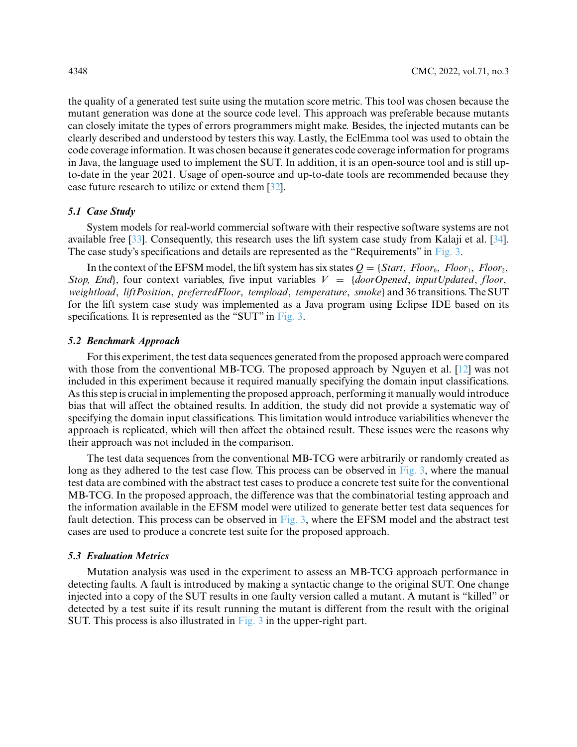the quality of a generated test suite using the mutation score metric. This tool was chosen because the mutant generation was done at the source code level. This approach was preferable because mutants can closely imitate the types of errors programmers might make. Besides, the injected mutants can be clearly described and understood by testers this way. Lastly, the EclEmma tool was used to obtain the code coverage information. It was chosen because it generates code coverage information for programs in Java, the language used to implement the SUT. In addition, it is an open-source tool and is still up-to-date in the year 2021. Usage of open-source and up-to-date tools are recommended because they ease future research to utilize or extend them [32].

### *5.1 Case Study*

System models for real-world commercial software with their respective software systems are not available free [33]. Consequently, this research uses the lift system case study from Kalaji et al. [34]. The case study's specifications and details are represented as the "Requirements" in Fig. 3.

In the context of the EFSM model, the lift system has six states $Q = \{Start,\ Floor_0,\ Floor_1,\ Floor_2,\ Stop,\ End\}$, four context variables, five input variables $V = \{doorOpened,\ inputUpdated,\ floor,\ weightload,\ liftPosition,\ preferredFloor,\ tempload,\ temperature,\ smoke\}$ and 36 transitions. The SUT for the lift system case study was implemented as a Java program using Eclipse IDE based on its specifications. It is represented as the "SUT" in Fig. 3.

### *5.2 Benchmark Approach*

For this experiment, the test data sequences generated from the proposed approach were compared with those from the conventional MB-TCG. The proposed approach by Nguyen et al. [12] was not included in this experiment because it required manually specifying the domain input classifications. As this step is crucial in implementing the proposed approach, performing it manually would introduce bias that will affect the obtained results. In addition, the study did not provide a systematic way of specifying the domain input classifications. This limitation would introduce variabilities whenever the approach is replicated, which will then affect the obtained result. These issues were the reasons why their approach was not included in the comparison.

The test data sequences from the conventional MB-TCG were arbitrarily or randomly created as long as they adhered to the test case flow. This process can be observed in Fig. 3, where the manual test data are combined with the abstract test cases to produce a concrete test suite for the conventional MB-TCG. In the proposed approach, the difference was that the combinatorial testing approach and the information available in the EFSM model were utilized to generate better test data sequences for fault detection. This process can be observed in Fig. 3, where the EFSM model and the abstract test cases are used to produce a concrete test suite for the proposed approach.

### *5.3 Evaluation Metrics*

Mutation analysis was used in the experiment to assess an MB-TCG approach performance in detecting faults. A fault is introduced by making a syntactic change to the original SUT. One change injected into a copy of the SUT results in one faulty version called a mutant. A mutant is "killed" or detected by a test suite if its result running the mutant is different from the result with the original SUT. This process is also illustrated in Fig. 3 in the upper-right part.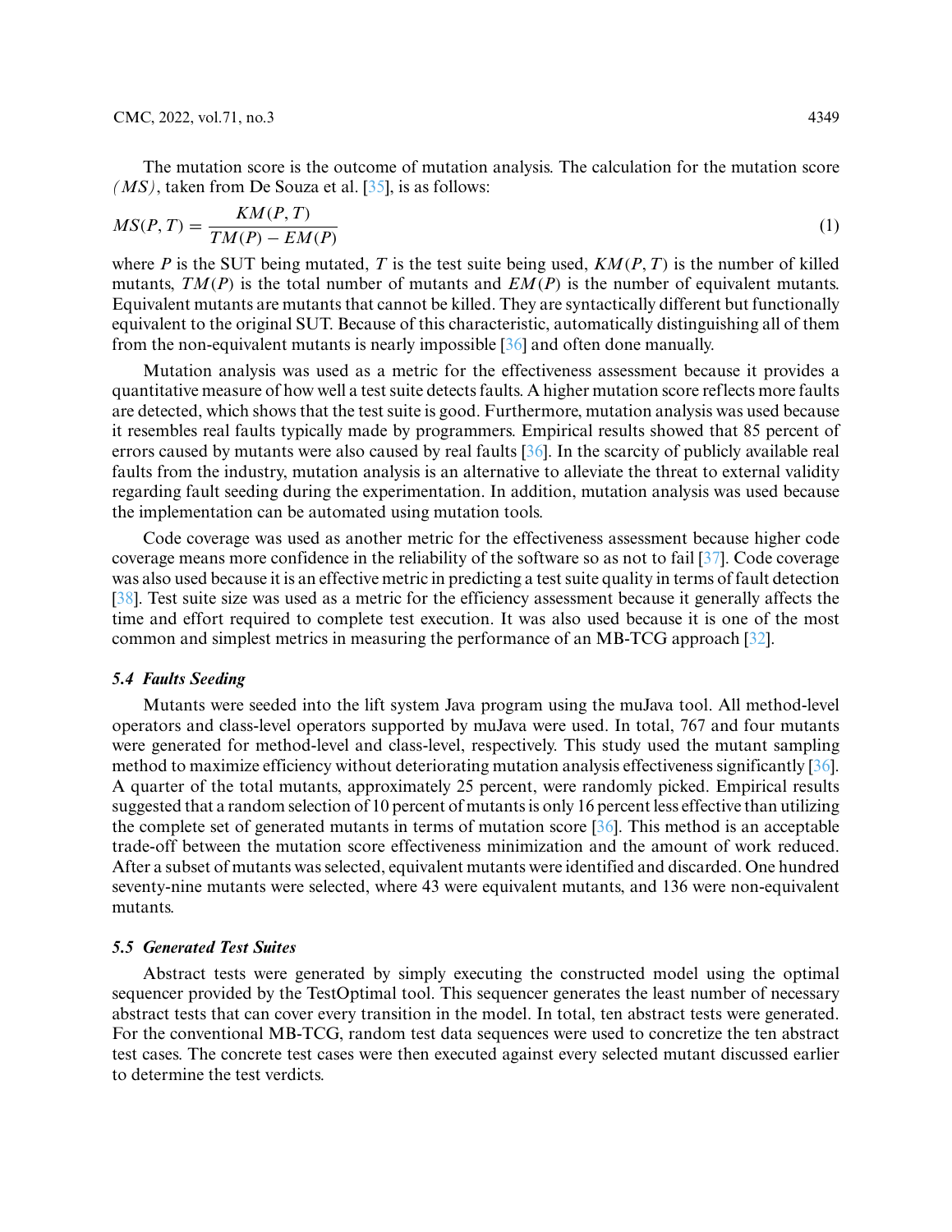The mutation score is the outcome of mutation analysis. The calculation for the mutation score *(MS)*, taken from De Souza et al. [35], is as follows:

$$MS(P,T) = \frac{KM(P,T)}{TM(P) - EM(P)} \tag{1}$$

where $P$ is the SUT being mutated, $T$ is the test suite being used, $KM(P,T)$ is the number of killed mutants, $TM(P)$ is the total number of mutants and $EM(P)$ is the number of equivalent mutants. Equivalent mutants are mutants that cannot be killed. They are syntactically different but functionally equivalent to the original SUT. Because of this characteristic, automatically distinguishing all of them from the non-equivalent mutants is nearly impossible [36] and often done manually.

Mutation analysis was used as a metric for the effectiveness assessment because it provides a quantitative measure of how well a test suite detects faults. A higher mutation score reflects more faults are detected, which shows that the test suite is good. Furthermore, mutation analysis was used because it resembles real faults typically made by programmers. Empirical results showed that 85 percent of errors caused by mutants were also caused by real faults [36]. In the scarcity of publicly available real faults from the industry, mutation analysis is an alternative to alleviate the threat to external validity regarding fault seeding during the experimentation. In addition, mutation analysis was used because the implementation can be automated using mutation tools.

Code coverage was used as another metric for the effectiveness assessment because higher code coverage means more confidence in the reliability of the software so as not to fail [37]. Code coverage was also used because it is an effective metric in predicting a test suite quality in terms of fault detection [38]. Test suite size was used as a metric for the efficiency assessment because it generally affects the time and effort required to complete test execution. It was also used because it is one of the most common and simplest metrics in measuring the performance of an MB-TCG approach [32].

### 5.4 Faults Seeding

Mutants were seeded into the lift system Java program using the muJava tool. All method-level operators and class-level operators supported by muJava were used. In total, 767 and four mutants were generated for method-level and class-level, respectively. This study used the mutant sampling method to maximize efficiency without deteriorating mutation analysis effectiveness significantly [36]. A quarter of the total mutants, approximately 25 percent, were randomly picked. Empirical results suggested that a random selection of 10 percent of mutants is only 16 percent less effective than utilizing the complete set of generated mutants in terms of mutation score [36]. This method is an acceptable trade-off between the mutation score effectiveness minimization and the amount of work reduced. After a subset of mutants was selected, equivalent mutants were identified and discarded. One hundred seventy-nine mutants were selected, where 43 were equivalent mutants, and 136 were non-equivalent mutants.

### 5.5 Generated Test Suites

Abstract tests were generated by simply executing the constructed model using the optimal sequencer provided by the TestOptimal tool. This sequencer generates the least number of necessary abstract tests that can cover every transition in the model. In total, ten abstract tests were generated. For the conventional MB-TCG, random test data sequences were used to concretize the ten abstract test cases. The concrete test cases were then executed against every selected mutant discussed earlier to determine the test verdicts.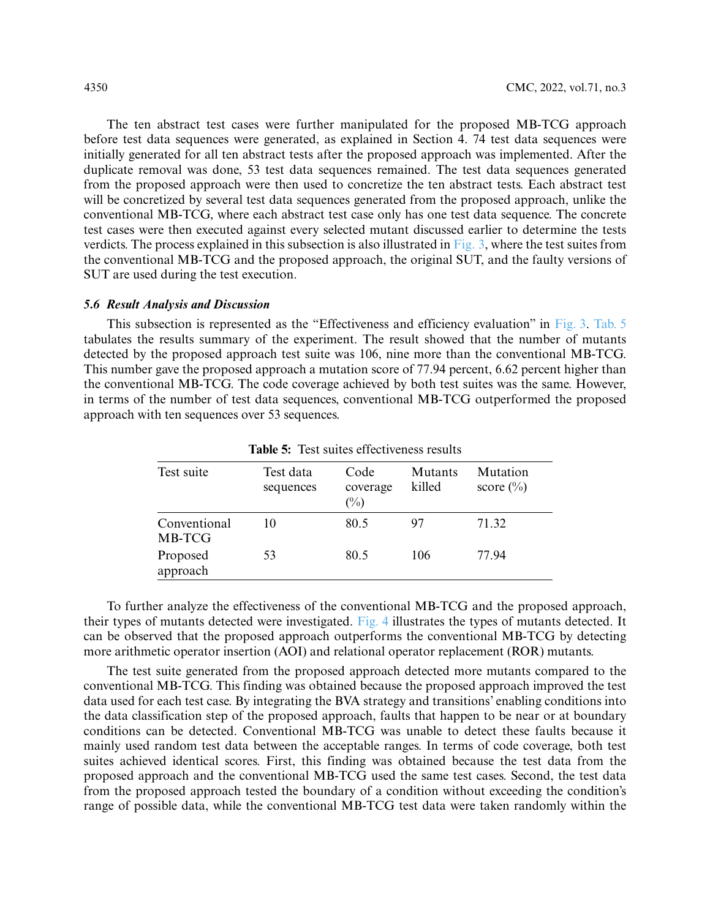The ten abstract test cases were further manipulated for the proposed MB-TCG approach before test data sequences were generated, as explained in Section 4. 74 test data sequences were initially generated for all ten abstract tests after the proposed approach was implemented. After the duplicate removal was done, 53 test data sequences remained. The test data sequences generated from the proposed approach were then used to concretize the ten abstract tests. Each abstract test will be concretized by several test data sequences generated from the proposed approach, unlike the conventional MB-TCG, where each abstract test case only has one test data sequence. The concrete test cases were then executed against every selected mutant discussed earlier to determine the tests verdicts. The process explained in this subsection is also illustrated in Fig. 3, where the test suites from the conventional MB-TCG and the proposed approach, the original SUT, and the faulty versions of SUT are used during the test execution.

### *5.6 Result Analysis and Discussion*

This subsection is represented as the "Effectiveness and efficiency evaluation" in Fig. 3. Tab. 5 tabulates the results summary of the experiment. The result showed that the number of mutants detected by the proposed approach test suite was 106, nine more than the conventional MB-TCG. This number gave the proposed approach a mutation score of 77.94 percent, 6.62 percent higher than the conventional MB-TCG. The code coverage achieved by both test suites was the same. However, in terms of the number of test data sequences, conventional MB-TCG outperformed the proposed approach with ten sequences over 53 sequences.

**Table 5:** Test suites effectiveness results

| Test suite | Test data sequences | Code coverage (%) | Mutants killed | Mutation score (%) |
|---|---|---|---|---|
| Conventional MB-TCG | 10 | 80.5 | 97 | 71.32 |
| Proposed approach | 53 | 80.5 | 106 | 77.94 |

To further analyze the effectiveness of the conventional MB-TCG and the proposed approach, their types of mutants detected were investigated. Fig. 4 illustrates the types of mutants detected. It can be observed that the proposed approach outperforms the conventional MB-TCG by detecting more arithmetic operator insertion (AOI) and relational operator replacement (ROR) mutants.

The test suite generated from the proposed approach detected more mutants compared to the conventional MB-TCG. This finding was obtained because the proposed approach improved the test data used for each test case. By integrating the BVA strategy and transitions' enabling conditions into the data classification step of the proposed approach, faults that happen to be near or at boundary conditions can be detected. Conventional MB-TCG was unable to detect these faults because it mainly used random test data between the acceptable ranges. In terms of code coverage, both test suites achieved identical scores. First, this finding was obtained because the test data from the proposed approach and the conventional MB-TCG used the same test cases. Second, the test data from the proposed approach tested the boundary of a condition without exceeding the condition's range of possible data, while the conventional MB-TCG test data were taken randomly within the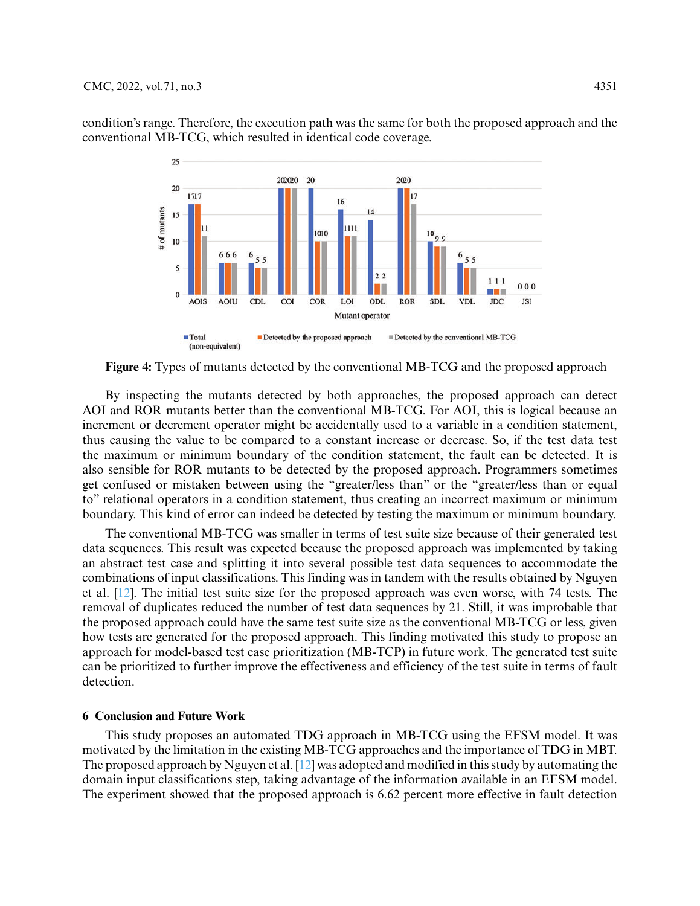condition's range. Therefore, the execution path was the same for both the proposed approach and the conventional MB-TCG, which resulted in identical code coverage.

**Figure 4:** Types of mutants detected by the conventional MB-TCG and the proposed approach

By inspecting the mutants detected by both approaches, the proposed approach can detect AOI and ROR mutants better than the conventional MB-TCG. For AOI, this is logical because an increment or decrement operator might be accidentally used to a variable in a condition statement, thus causing the value to be compared to a constant increase or decrease. So, if the test data test the maximum or minimum boundary of the condition statement, the fault can be detected. It is also sensible for ROR mutants to be detected by the proposed approach. Programmers sometimes get confused or mistaken between using the "greater/less than" or the "greater/less than or equal to" relational operators in a condition statement, thus creating an incorrect maximum or minimum boundary. This kind of error can indeed be detected by testing the maximum or minimum boundary.

The conventional MB-TCG was smaller in terms of test suite size because of their generated test data sequences. This result was expected because the proposed approach was implemented by taking an abstract test case and splitting it into several possible test data sequences to accommodate the combinations of input classifications. This finding was in tandem with the results obtained by Nguyen et al. [12]. The initial test suite size for the proposed approach was even worse, with 74 tests. The removal of duplicates reduced the number of test data sequences by 21. Still, it was improbable that the proposed approach could have the same test suite size as the conventional MB-TCG or less, given how tests are generated for the proposed approach. This finding motivated this study to propose an approach for model-based test case prioritization (MB-TCP) in future work. The generated test suite can be prioritized to further improve the effectiveness and efficiency of the test suite in terms of fault detection.

## 6 Conclusion and Future Work

This study proposes an automated TDG approach in MB-TCG using the EFSM model. It was motivated by the limitation in the existing MB-TCG approaches and the importance of TDG in MBT. The proposed approach by Nguyen et al. [12] was adopted and modified in this study by automating the domain input classifications step, taking advantage of the information available in an EFSM model. The experiment showed that the proposed approach is 6.62 percent more effective in fault detection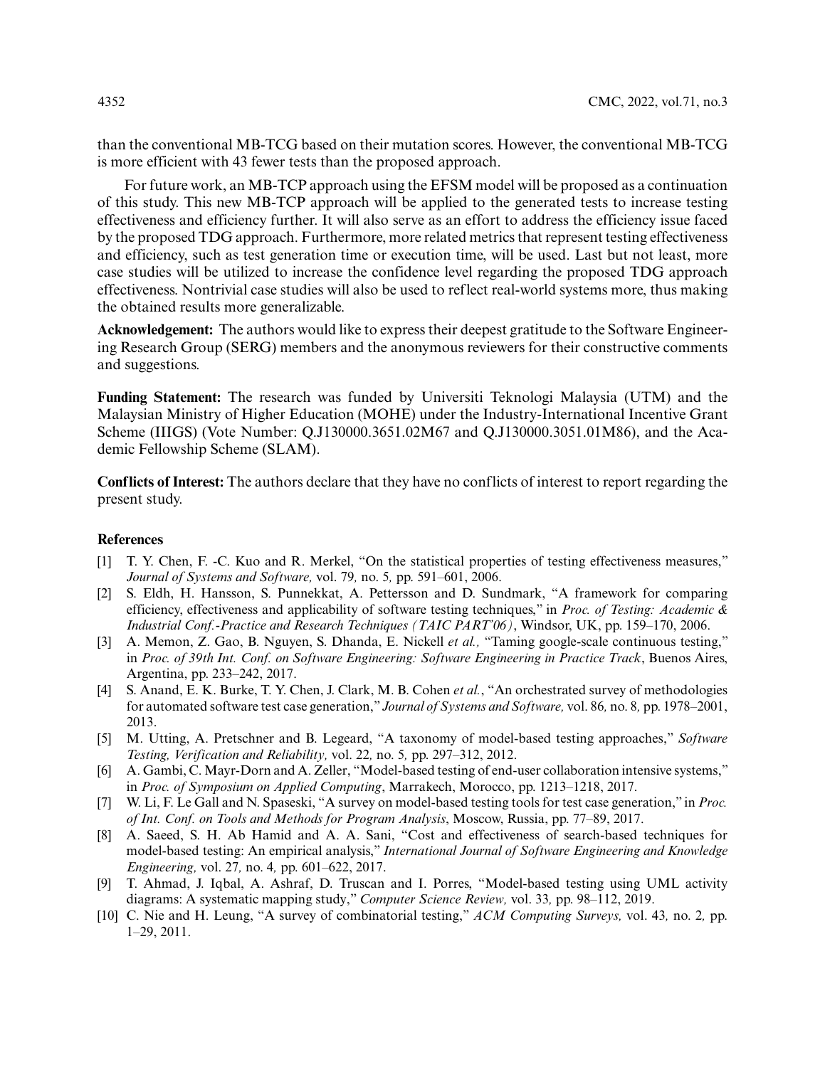than the conventional MB-TCG based on their mutation scores. However, the conventional MB-TCG is more efficient with 43 fewer tests than the proposed approach.

For future work, an MB-TCP approach using the EFSM model will be proposed as a continuation of this study. This new MB-TCP approach will be applied to the generated tests to increase testing effectiveness and efficiency further. It will also serve as an effort to address the efficiency issue faced by the proposed TDG approach. Furthermore, more related metrics that represent testing effectiveness and efficiency, such as test generation time or execution time, will be used. Last but not least, more case studies will be utilized to increase the confidence level regarding the proposed TDG approach effectiveness. Nontrivial case studies will also be used to reflect real-world systems more, thus making the obtained results more generalizable.

**Acknowledgement:** The authors would like to express their deepest gratitude to the Software Engineering Research Group (SERG) members and the anonymous reviewers for their constructive comments and suggestions.

**Funding Statement:** The research was funded by Universiti Teknologi Malaysia (UTM) and the Malaysian Ministry of Higher Education (MOHE) under the Industry-International Incentive Grant Scheme (IIIGS) (Vote Number: Q.J130000.3651.02M67 and Q.J130000.3051.01M86), and the Academic Fellowship Scheme (SLAM).

**Conflicts of Interest:** The authors declare that they have no conflicts of interest to report regarding the present study.

## References

[1] T. Y. Chen, F. -C. Kuo and R. Merkel, "On the statistical properties of testing effectiveness measures," *Journal of Systems and Software,* vol. 79, no. 5, pp. 591–601, 2006.

[2] S. Eldh, H. Hansson, S. Punnekkat, A. Pettersson and D. Sundmark, "A framework for comparing efficiency, effectiveness and applicability of software testing techniques," in *Proc. of Testing: Academic & Industrial Conf.-Practice and Research Techniques (TAIC PART'06)*, Windsor, UK, pp. 159–170, 2006.

[3] A. Memon, Z. Gao, B. Nguyen, S. Dhanda, E. Nickell *et al.,* "Taming google-scale continuous testing," in *Proc. of 39th Int. Conf. on Software Engineering: Software Engineering in Practice Track*, Buenos Aires, Argentina, pp. 233–242, 2017.

[4] S. Anand, E. K. Burke, T. Y. Chen, J. Clark, M. B. Cohen *et al.*, "An orchestrated survey of methodologies for automated software test case generation," *Journal of Systems and Software,* vol. 86, no. 8, pp. 1978–2001, 2013.

[5] M. Utting, A. Pretschner and B. Legeard, "A taxonomy of model-based testing approaches," *Software Testing, Verification and Reliability,* vol. 22, no. 5, pp. 297–312, 2012.

[6] A. Gambi, C. Mayr-Dorn and A. Zeller, "Model-based testing of end-user collaboration intensive systems," in *Proc. of Symposium on Applied Computing*, Marrakech, Morocco, pp. 1213–1218, 2017.

[7] W. Li, F. Le Gall and N. Spaseski, "A survey on model-based testing tools for test case generation," in *Proc. of Int. Conf. on Tools and Methods for Program Analysis*, Moscow, Russia, pp. 77–89, 2017.

[8] A. Saeed, S. H. Ab Hamid and A. A. Sani, "Cost and effectiveness of search-based techniques for model-based testing: An empirical analysis," *International Journal of Software Engineering and Knowledge Engineering,* vol. 27, no. 4, pp. 601–622, 2017.

[9] T. Ahmad, J. Iqbal, A. Ashraf, D. Truscan and I. Porres, "Model-based testing using UML activity diagrams: A systematic mapping study," *Computer Science Review,* vol. 33, pp. 98–112, 2019.

[10] C. Nie and H. Leung, "A survey of combinatorial testing," *ACM Computing Surveys,* vol. 43, no. 2, pp. 1–29, 2011.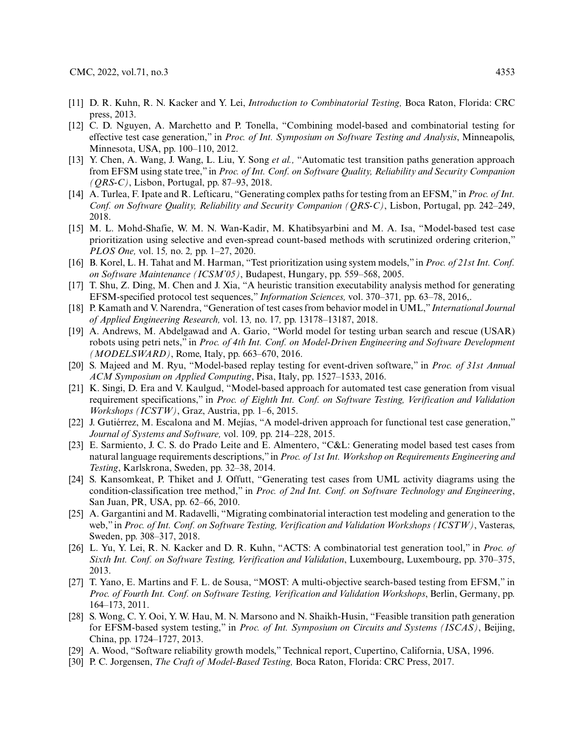[11] D. R. Kuhn, R. N. Kacker and Y. Lei, *Introduction to Combinatorial Testing,* Boca Raton, Florida: CRC press, 2013.

[12] C. D. Nguyen, A. Marchetto and P. Tonella, "Combining model-based and combinatorial testing for effective test case generation," in *Proc. of Int. Symposium on Software Testing and Analysis*, Minneapolis, Minnesota, USA, pp. 100–110, 2012.

[13] Y. Chen, A. Wang, J. Wang, L. Liu, Y. Song *et al.,* "Automatic test transition paths generation approach from EFSM using state tree," in *Proc. of Int. Conf. on Software Quality, Reliability and Security Companion (QRS-C)*, Lisbon, Portugal, pp. 87–93, 2018.

[14] A. Turlea, F. Ipate and R. Lefticaru, "Generating complex paths for testing from an EFSM," in *Proc. of Int. Conf. on Software Quality, Reliability and Security Companion (QRS-C)*, Lisbon, Portugal, pp. 242–249, 2018.

[15] M. L. Mohd-Shafie, W. M. N. Wan-Kadir, M. Khatibsyarbini and M. A. Isa, "Model-based test case prioritization using selective and even-spread count-based methods with scrutinized ordering criterion," *PLOS One,* vol. 15*,* no. 2*,* pp. 1–27, 2020.

[16] B. Korel, L. H. Tahat and M. Harman, "Test prioritization using system models," in *Proc. of 21st Int. Conf. on Software Maintenance (ICSM'05)*, Budapest, Hungary, pp. 559–568, 2005.

[17] T. Shu, Z. Ding, M. Chen and J. Xia, "A heuristic transition executability analysis method for generating EFSM-specified protocol test sequences," *Information Sciences,* vol. 370–371*,* pp. 63–78, 2016,.

[18] P. Kamath and V. Narendra, "Generation of test cases from behavior model in UML," *International Journal of Applied Engineering Research,* vol. 13*,* no. 17*,* pp. 13178–13187, 2018.

[19] A. Andrews, M. Abdelgawad and A. Gario, "World model for testing urban search and rescue (USAR) robots using petri nets," in *Proc. of 4th Int. Conf. on Model-Driven Engineering and Software Development (MODELSWARD)*, Rome, Italy, pp. 663–670, 2016.

[20] S. Majeed and M. Ryu, "Model-based replay testing for event-driven software," in *Proc. of 31st Annual ACM Symposium on Applied Computing*, Pisa, Italy, pp. 1527–1533, 2016.

[21] K. Singi, D. Era and V. Kaulgud, "Model-based approach for automated test case generation from visual requirement specifications," in *Proc. of Eighth Int. Conf. on Software Testing, Verification and Validation Workshops (ICSTW)*, Graz, Austria, pp. 1–6, 2015.

[22] J. Gutiérrez, M. Escalona and M. Mejías, "A model-driven approach for functional test case generation," *Journal of Systems and Software,* vol. 109*,* pp. 214–228, 2015.

[23] E. Sarmiento, J. C. S. do Prado Leite and E. Almentero, "C&L: Generating model based test cases from natural language requirements descriptions," in *Proc. of 1st Int. Workshop on Requirements Engineering and Testing*, Karlskrona, Sweden, pp. 32–38, 2014.

[24] S. Kansomkeat, P. Thiket and J. Offutt, "Generating test cases from UML activity diagrams using the condition-classification tree method," in *Proc. of 2nd Int. Conf. on Software Technology and Engineering*, San Juan, PR, USA, pp. 62–66, 2010.

[25] A. Gargantini and M. Radavelli, "Migrating combinatorial interaction test modeling and generation to the web," in *Proc. of Int. Conf. on Software Testing, Verification and Validation Workshops (ICSTW)*, Vasteras, Sweden, pp. 308–317, 2018.

[26] L. Yu, Y. Lei, R. N. Kacker and D. R. Kuhn, "ACTS: A combinatorial test generation tool," in *Proc. of Sixth Int. Conf. on Software Testing, Verification and Validation*, Luxembourg, Luxembourg, pp. 370–375, 2013.

[27] T. Yano, E. Martins and F. L. de Sousa, "MOST: A multi-objective search-based testing from EFSM," in *Proc. of Fourth Int. Conf. on Software Testing, Verification and Validation Workshops*, Berlin, Germany, pp. 164–173, 2011.

[28] S. Wong, C. Y. Ooi, Y. W. Hau, M. N. Marsono and N. Shaikh-Husin, "Feasible transition path generation for EFSM-based system testing," in *Proc. of Int. Symposium on Circuits and Systems (ISCAS)*, Beijing, China, pp. 1724–1727, 2013.

[29] A. Wood, "Software reliability growth models," Technical report, Cupertino, California, USA, 1996.

[30] P. C. Jorgensen, *The Craft of Model-Based Testing,* Boca Raton, Florida: CRC Press, 2017.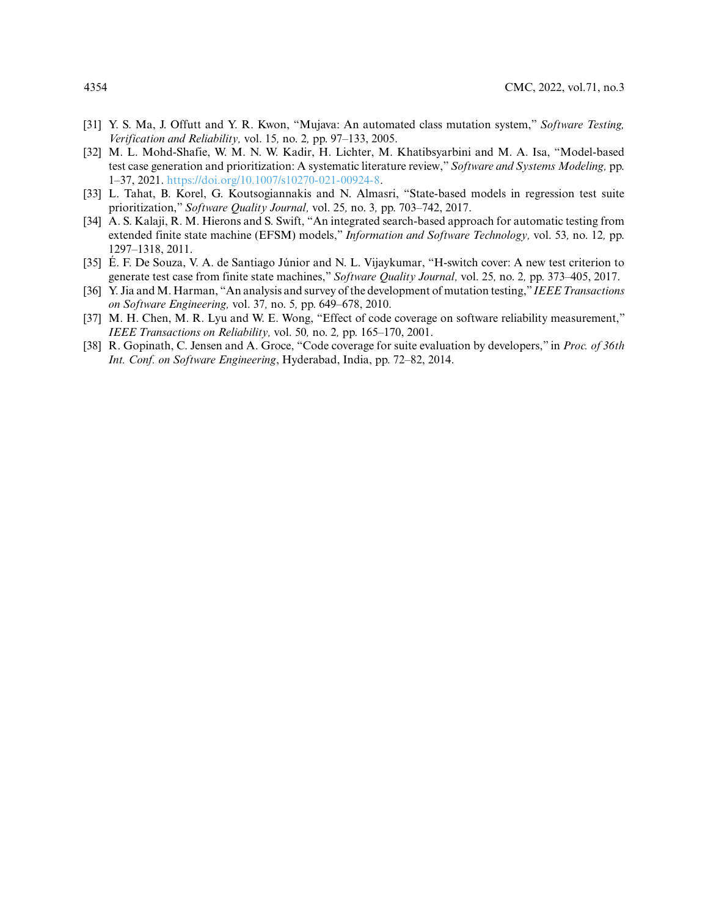[31] Y. S. Ma, J. Offutt and Y. R. Kwon, "Mujava: An automated class mutation system," *Software Testing, Verification and Reliability,* vol. 15*,* no. 2*,* pp. 97–133, 2005.

[32] M. L. Mohd-Shafie, W. M. N. W. Kadir, H. Lichter, M. Khatibsyarbini and M. A. Isa, "Model-based test case generation and prioritization: A systematic literature review," *Software and Systems Modeling,* pp. 1–37, 2021. https://doi.org/10.1007/s10270-021-00924-8.

[33] L. Tahat, B. Korel, G. Koutsogiannakis and N. Almasri, "State-based models in regression test suite prioritization," *Software Quality Journal,* vol. 25*,* no. 3*,* pp. 703–742, 2017.

[34] A. S. Kalaji, R. M. Hierons and S. Swift, "An integrated search-based approach for automatic testing from extended finite state machine (EFSM) models," *Information and Software Technology,* vol. 53*,* no. 12*,* pp. 1297–1318, 2011.

[35] É. F. De Souza, V. A. de Santiago Júnior and N. L. Vijaykumar, "H-switch cover: A new test criterion to generate test case from finite state machines," *Software Quality Journal,* vol. 25*,* no. 2*,* pp. 373–405, 2017.

[36] Y. Jia and M. Harman, "An analysis and survey of the development of mutation testing," *IEEE Transactions on Software Engineering,* vol. 37*,* no. 5*,* pp. 649–678, 2010.

[37] M. H. Chen, M. R. Lyu and W. E. Wong, "Effect of code coverage on software reliability measurement," *IEEE Transactions on Reliability,* vol. 50*,* no. 2*,* pp. 165–170, 2001.

[38] R. Gopinath, C. Jensen and A. Groce, "Code coverage for suite evaluation by developers," in *Proc. of 36th Int. Conf. on Software Engineering*, Hyderabad, India, pp. 72–82, 2014.